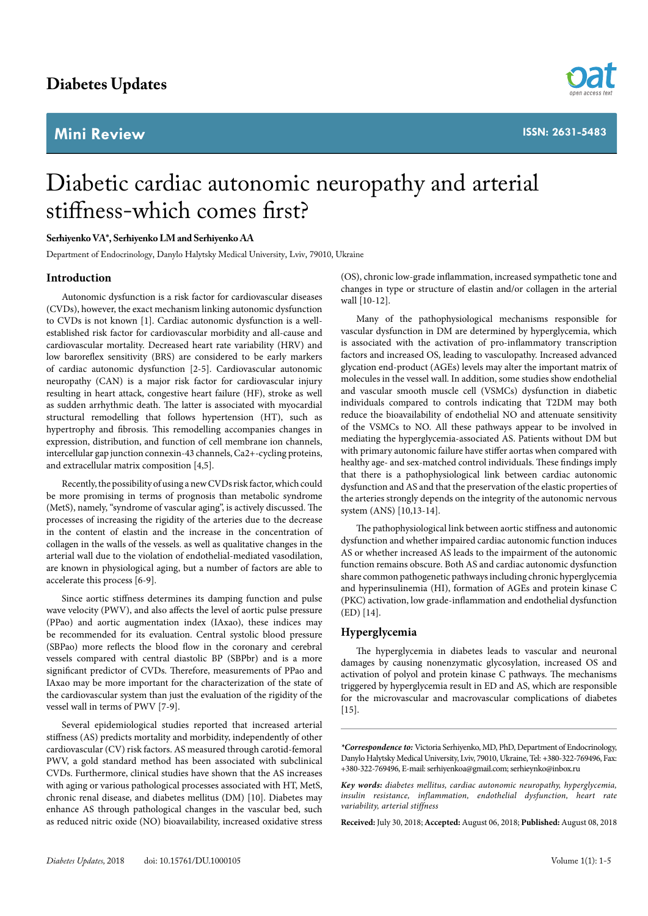Diabetes Updates

Mini Review

ISSN: 2631-5483

# Diabetic cardiac autonomic neuropathy and arterial stiffness-which comes first?

**Serhiyenko VA\*, Serhiyenko LM and Serhiyenko AA**

Department of Endocrinology, Danylo Halytsky Medical University, Lviv, 79010, Ukraine

## Introduction

Autonomic dysfunction is a risk factor for cardiovascular diseases (CVDs), however, the exact mechanism linking autonomic dysfunction to CVDs is not known [1]. Cardiac autonomic dysfunction is a well-established risk factor for cardiovascular morbidity and all-cause and cardiovascular mortality. Decreased heart rate variability (HRV) and low baroreflex sensitivity (BRS) are considered to be early markers of cardiac autonomic dysfunction [2-5]. Cardiovascular autonomic neuropathy (CAN) is a major risk factor for cardiovascular injury resulting in heart attack, congestive heart failure (HF), stroke as well as sudden arrhythmic death. The latter is associated with myocardial structural remodelling that follows hypertension (HT), such as hypertrophy and fibrosis. This remodelling accompanies changes in expression, distribution, and function of cell membrane ion channels, intercellular gap junction connexin-43 channels, $Ca^{2+}$-cycling proteins, and extracellular matrix composition [4,5].

Recently, the possibility of using a new CVDs risk factor, which could be more promising in terms of prognosis than metabolic syndrome (MetS), namely, "syndrome of vascular aging", is actively discussed. The processes of increasing the rigidity of the arteries due to the decrease in the content of elastin and the increase in the concentration of collagen in the walls of the vessels. as well as qualitative changes in the arterial wall due to the violation of endothelial-mediated vasodilation, are known in physiological aging, but a number of factors are able to accelerate this process [6-9].

Since aortic stiffness determines its damping function and pulse wave velocity (PWV), and also affects the level of aortic pulse pressure (PPao) and aortic augmentation index (IAxao), these indices may be recommended for its evaluation. Central systolic blood pressure (SBPao) more reflects the blood flow in the coronary and cerebral vessels compared with central diastolic BP (SBPbr) and is a more significant predictor of CVDs. Therefore, measurements of PPao and IAxao may be more important for the characterization of the state of the cardiovascular system than just the evaluation of the rigidity of the vessel wall in terms of PWV [7-9].

Several epidemiological studies reported that increased arterial stiffness (AS) predicts mortality and morbidity, independently of other cardiovascular (CV) risk factors. AS measured through carotid-femoral PWV, a gold standard method has been associated with subclinical CVDs. Furthermore, clinical studies have shown that the AS increases with aging or various pathological processes associated with HT, MetS, chronic renal disease, and diabetes mellitus (DM) [10]. Diabetes may enhance AS through pathological changes in the vascular bed, such as reduced nitric oxide (NO) bioavailability, increased oxidative stress (OS), chronic low-grade inflammation, increased sympathetic tone and changes in type or structure of elastin and/or collagen in the arterial wall [10-12].

Many of the pathophysiological mechanisms responsible for vascular dysfunction in DM are determined by hyperglycemia, which is associated with the activation of pro-inflammatory transcription factors and increased OS, leading to vasculopathy. Increased advanced glycation end-product (AGEs) levels may alter the important matrix of molecules in the vessel wall. In addition, some studies show endothelial and vascular smooth muscle cell (VSMCs) dysfunction in diabetic individuals compared to controls indicating that T2DM may both reduce the bioavailability of endothelial NO and attenuate sensitivity of the VSMCs to NO. All these pathways appear to be involved in mediating the hyperglycemia-associated AS. Patients without DM but with primary autonomic failure have stiffer aortas when compared with healthy age- and sex-matched control individuals. These findings imply that there is a pathophysiological link between cardiac autonomic dysfunction and AS and that the preservation of the elastic properties of the arteries strongly depends on the integrity of the autonomic nervous system (ANS) [10,13-14].

The pathophysiological link between aortic stiffness and autonomic dysfunction and whether impaired cardiac autonomic function induces AS or whether increased AS leads to the impairment of the autonomic function remains obscure. Both AS and cardiac autonomic dysfunction share common pathogenetic pathways including chronic hyperglycemia and hyperinsulinemia (HI), formation of AGEs and protein kinase C (PKC) activation, low grade-inflammation and endothelial dysfunction (ED) [14].

## Hyperglycemia

The hyperglycemia in diabetes leads to vascular and neuronal damages by causing nonenzymatic glycosylation, increased OS and activation of polyol and protein kinase C pathways. The mechanisms triggered by hyperglycemia result in ED and AS, which are responsible for the microvascular and macrovascular complications of diabetes [15].

***Correspondence to:** Victoria Serhiyenko, MD, PhD, Department of Endocrinology, Danylo Halytsky Medical University, Lviv, 79010, Ukraine, Tel: +380-322-769496, Fax: +380-322-769496, E-mail: serhiyenkoa@gmail.com; serhieynko@inbox.ru

***Key words:*** *diabetes mellitus, cardiac autonomic neuropathy, hyperglycemia, insulin resistance, inflammation, endothelial dysfunction, heart rate variability, arterial stiffness*

**Received:** July 30, 2018; **Accepted:** August 06, 2018; **Published:** August 08, 2018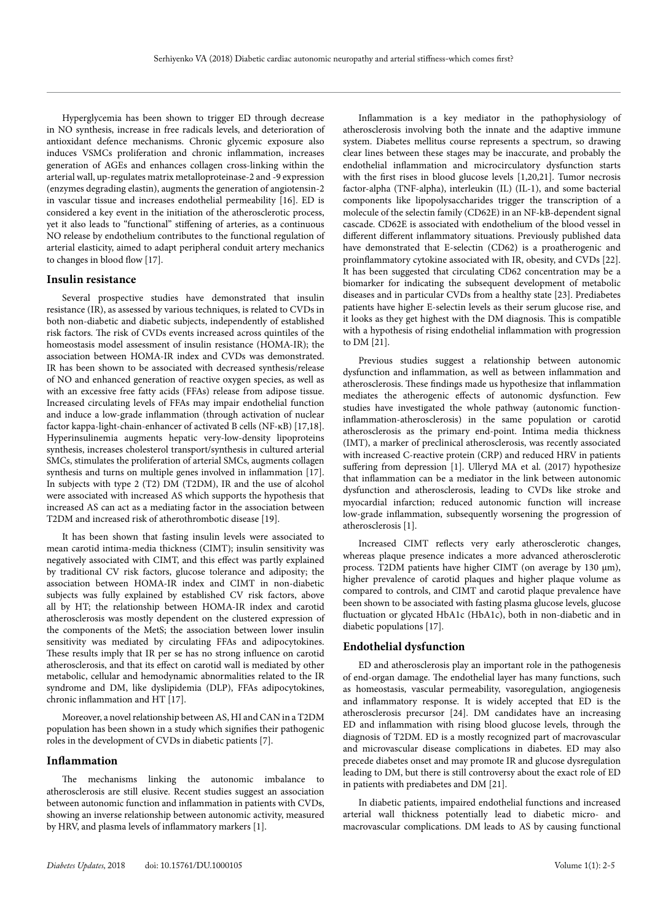Hyperglycemia has been shown to trigger ED through decrease in NO synthesis, increase in free radicals levels, and deterioration of antioxidant defence mechanisms. Chronic glycemic exposure also induces VSMCs proliferation and chronic inflammation, increases generation of AGEs and enhances collagen cross-linking within the arterial wall, up-regulates matrix metalloproteinase-2 and -9 expression (enzymes degrading elastin), augments the generation of angiotensin-2 in vascular tissue and increases endothelial permeability [16]. ED is considered a key event in the initiation of the atherosclerotic process, yet it also leads to "functional" stiffening of arteries, as a continuous NO release by endothelium contributes to the functional regulation of arterial elasticity, aimed to adapt peripheral conduit artery mechanics to changes in blood flow [17].

## Insulin resistance

Several prospective studies have demonstrated that insulin resistance (IR), as assessed by various techniques, is related to CVDs in both non-diabetic and diabetic subjects, independently of established risk factors. The risk of CVDs events increased across quintiles of the homeostasis model assessment of insulin resistance (HOMA-IR); the association between HOMA-IR index and CVDs was demonstrated. IR has been shown to be associated with decreased synthesis/release of NO and enhanced generation of reactive oxygen species, as well as with an excessive free fatty acids (FFAs) release from adipose tissue. Increased circulating levels of FFAs may impair endothelial function and induce a low-grade inflammation (through activation of nuclear factor kappa-light-chain-enhancer of activated B cells (NF-κB) [17,18]. Hyperinsulinemia augments hepatic very-low-density lipoproteins synthesis, increases cholesterol transport/synthesis in cultured arterial SMCs, stimulates the proliferation of arterial SMCs, augments collagen synthesis and turns on multiple genes involved in inflammation [17]. In subjects with type 2 (T2) DM (T2DM), IR and the use of alcohol were associated with increased AS which supports the hypothesis that increased AS can act as a mediating factor in the association between T2DM and increased risk of atherothrombotic disease [19].

It has been shown that fasting insulin levels were associated to mean carotid intima-media thickness (CIMT); insulin sensitivity was negatively associated with CIMT, and this effect was partly explained by traditional CV risk factors, glucose tolerance and adiposity; the association between HOMA-IR index and CIMT in non-diabetic subjects was fully explained by established CV risk factors, above all by HT; the relationship between HOMA-IR index and carotid atherosclerosis was mostly dependent on the clustered expression of the components of the MetS; the association between lower insulin sensitivity was mediated by circulating FFAs and adipocytokines. These results imply that IR per se has no strong influence on carotid atherosclerosis, and that its effect on carotid wall is mediated by other metabolic, cellular and hemodynamic abnormalities related to the IR syndrome and DM, like dyslipidemia (DLP), FFAs adipocytokines, chronic inflammation and HT [17].

Moreover, a novel relationship between AS, HI and CAN in a T2DM population has been shown in a study which signifies their pathogenic roles in the development of CVDs in diabetic patients [7].

## Inflammation

The mechanisms linking the autonomic imbalance to atherosclerosis are still elusive. Recent studies suggest an association between autonomic function and inflammation in patients with CVDs, showing an inverse relationship between autonomic activity, measured by HRV, and plasma levels of inflammatory markers [1].

Inflammation is a key mediator in the pathophysiology of atherosclerosis involving both the innate and the adaptive immune system. Diabetes mellitus course represents a spectrum, so drawing clear lines between these stages may be inaccurate, and probably the endothelial inflammation and microcirculatory dysfunction starts with the first rises in blood glucose levels [1,20,21]. Tumor necrosis factor-alpha (TNF-alpha), interleukin (IL) (IL-1), and some bacterial components like lipopolysaccharides trigger the transcription of a molecule of the selectin family (CD62E) in an NF-kB-dependent signal cascade. CD62E is associated with endothelium of the blood vessel in different different inflammatory situations. Previously published data have demonstrated that E-selectin (CD62) is a proatherogenic and proinflammatory cytokine associated with IR, obesity, and CVDs [22]. It has been suggested that circulating CD62 concentration may be a biomarker for indicating the subsequent development of metabolic diseases and in particular CVDs from a healthy state [23]. Prediabetes patients have higher E-selectin levels as their serum glucose rise, and it looks as they get highest with the DM diagnosis. This is compatible with a hypothesis of rising endothelial inflammation with progression to DM [21].

Previous studies suggest a relationship between autonomic dysfunction and inflammation, as well as between inflammation and atherosclerosis. These findings made us hypothesize that inflammation mediates the atherogenic effects of autonomic dysfunction. Few studies have investigated the whole pathway (autonomic function-inflammation-atherosclerosis) in the same population or carotid atherosclerosis as the primary end-point. Intima media thickness (IMT), a marker of preclinical atherosclerosis, was recently associated with increased C-reactive protein (CRP) and reduced HRV in patients suffering from depression [1]. Ulleryd MA et al. (2017) hypothesize that inflammation can be a mediator in the link between autonomic dysfunction and atherosclerosis, leading to CVDs like stroke and myocardial infarction; reduced autonomic function will increase low-grade inflammation, subsequently worsening the progression of atherosclerosis [1].

Increased CIMT reflects very early atherosclerotic changes, whereas plaque presence indicates a more advanced atherosclerotic process. T2DM patients have higher CIMT (on average by 130 μm), higher prevalence of carotid plaques and higher plaque volume as compared to controls, and CIMT and carotid plaque prevalence have been shown to be associated with fasting plasma glucose levels, glucose fluctuation or glycated HbA1c (HbA1c), both in non-diabetic and in diabetic populations [17].

## Endothelial dysfunction

ED and atherosclerosis play an important role in the pathogenesis of end-organ damage. The endothelial layer has many functions, such as homeostasis, vascular permeability, vasoregulation, angiogenesis and inflammatory response. It is widely accepted that ED is the atherosclerosis precursor [24]. DM candidates have an increasing ED and inflammation with rising blood glucose levels, through the diagnosis of T2DM. ED is a mostly recognized part of macrovascular and microvascular disease complications in diabetes. ED may also precede diabetes onset and may promote IR and glucose dysregulation leading to DM, but there is still controversy about the exact role of ED in patients with prediabetes and DM [21].

In diabetic patients, impaired endothelial functions and increased arterial wall thickness potentially lead to diabetic micro- and macrovascular complications. DM leads to AS by causing functional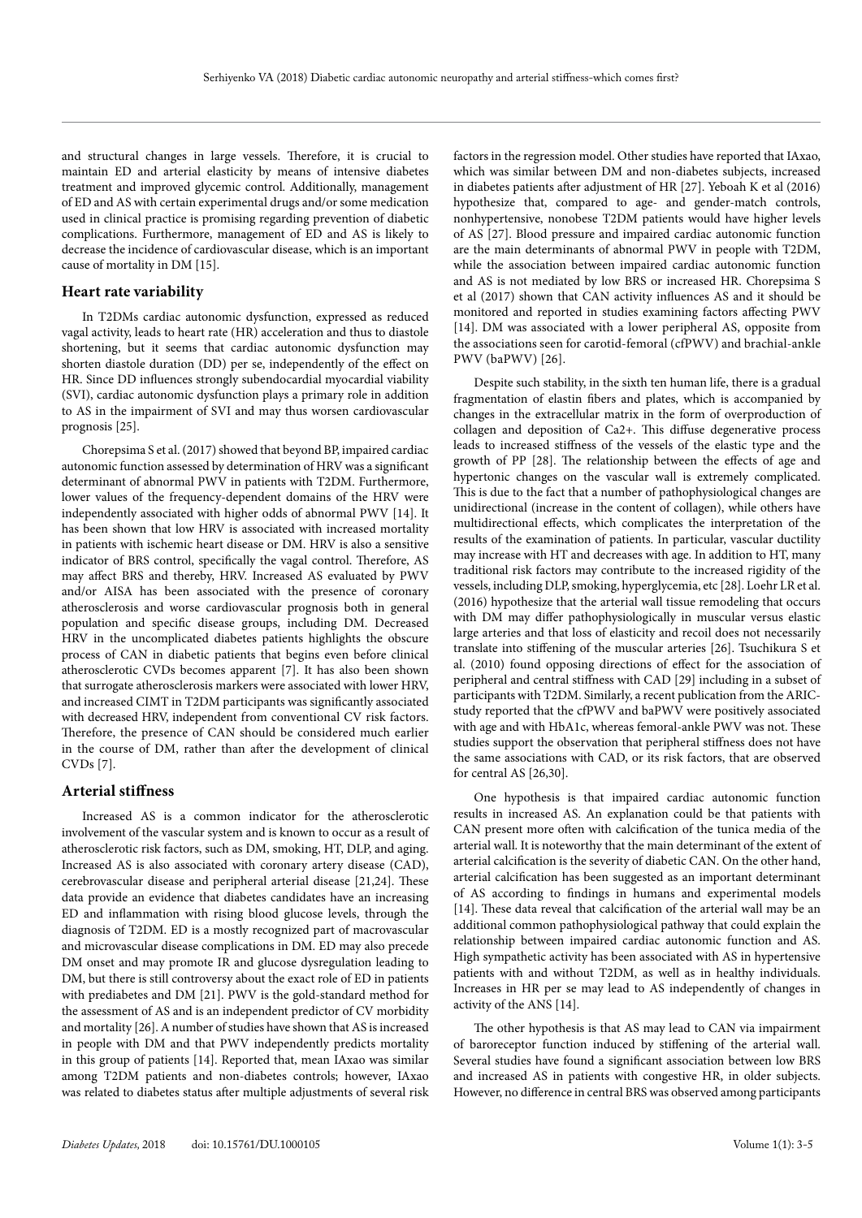and structural changes in large vessels. Therefore, it is crucial to maintain ED and arterial elasticity by means of intensive diabetes treatment and improved glycemic control. Additionally, management of ED and AS with certain experimental drugs and/or some medication used in clinical practice is promising regarding prevention of diabetic complications. Furthermore, management of ED and AS is likely to decrease the incidence of cardiovascular disease, which is an important cause of mortality in DM [15].

## Heart rate variability

In T2DMs cardiac autonomic dysfunction, expressed as reduced vagal activity, leads to heart rate (HR) acceleration and thus to diastole shortening, but it seems that cardiac autonomic dysfunction may shorten diastole duration (DD) per se, independently of the effect on HR. Since DD influences strongly subendocardial myocardial viability (SVI), cardiac autonomic dysfunction plays a primary role in addition to AS in the impairment of SVI and may thus worsen cardiovascular prognosis [25].

Chorepsima S et al. (2017) showed that beyond BP, impaired cardiac autonomic function assessed by determination of HRV was a significant determinant of abnormal PWV in patients with T2DM. Furthermore, lower values of the frequency-dependent domains of the HRV were independently associated with higher odds of abnormal PWV [14]. It has been shown that low HRV is associated with increased mortality in patients with ischemic heart disease or DM. HRV is also a sensitive indicator of BRS control, specifically the vagal control. Therefore, AS may affect BRS and thereby, HRV. Increased AS evaluated by PWV and/or AISA has been associated with the presence of coronary atherosclerosis and worse cardiovascular prognosis both in general population and specific disease groups, including DM. Decreased HRV in the uncomplicated diabetes patients highlights the obscure process of CAN in diabetic patients that begins even before clinical atherosclerotic CVDs becomes apparent [7]. It has also been shown that surrogate atherosclerosis markers were associated with lower HRV, and increased CIMT in T2DM participants was significantly associated with decreased HRV, independent from conventional CV risk factors. Therefore, the presence of CAN should be considered much earlier in the course of DM, rather than after the development of clinical CVDs [7].

## Arterial stiffness

Increased AS is a common indicator for the atherosclerotic involvement of the vascular system and is known to occur as a result of atherosclerotic risk factors, such as DM, smoking, HT, DLP, and aging. Increased AS is also associated with coronary artery disease (CAD), cerebrovascular disease and peripheral arterial disease [21,24]. These data provide an evidence that diabetes candidates have an increasing ED and inflammation with rising blood glucose levels, through the diagnosis of T2DM. ED is a mostly recognized part of macrovascular and microvascular disease complications in DM. ED may also precede DM onset and may promote IR and glucose dysregulation leading to DM, but there is still controversy about the exact role of ED in patients with prediabetes and DM [21]. PWV is the gold-standard method for the assessment of AS and is an independent predictor of CV morbidity and mortality [26]. A number of studies have shown that AS is increased in people with DM and that PWV independently predicts mortality in this group of patients [14]. Reported that, mean IAxao was similar among T2DM patients and non-diabetes controls; however, IAxao was related to diabetes status after multiple adjustments of several risk factors in the regression model. Other studies have reported that IAxao, which was similar between DM and non-diabetes subjects, increased in diabetes patients after adjustment of HR [27]. Yeboah K et al (2016) hypothesize that, compared to age- and gender-match controls, nonhypertensive, nonobese T2DM patients would have higher levels of AS [27]. Blood pressure and impaired cardiac autonomic function are the main determinants of abnormal PWV in people with T2DM, while the association between impaired cardiac autonomic function and AS is not mediated by low BRS or increased HR. Chorepsima S et al (2017) shown that CAN activity influences AS and it should be monitored and reported in studies examining factors affecting PWV [14]. DM was associated with a lower peripheral AS, opposite from the associations seen for carotid-femoral (cfPWV) and brachial-ankle PWV (baPWV) [26].

Despite such stability, in the sixth ten human life, there is a gradual fragmentation of elastin fibers and plates, which is accompanied by changes in the extracellular matrix in the form of overproduction of collagen and deposition of $Ca^{2+}$. This diffuse degenerative process leads to increased stiffness of the vessels of the elastic type and the growth of PP [28]. The relationship between the effects of age and hypertonic changes on the vascular wall is extremely complicated. This is due to the fact that a number of pathophysiological changes are unidirectional (increase in the content of collagen), while others have multidirectional effects, which complicates the interpretation of the results of the examination of patients. In particular, vascular ductility may increase with HT and decreases with age. In addition to HT, many traditional risk factors may contribute to the increased rigidity of the vessels, including DLP, smoking, hyperglycemia, etc [28]. Loehr LR et al. (2016) hypothesize that the arterial wall tissue remodeling that occurs with DM may differ pathophysiologically in muscular versus elastic large arteries and that loss of elasticity and recoil does not necessarily translate into stiffening of the muscular arteries [26]. Tsuchikura S et al. (2010) found opposing directions of effect for the association of peripheral and central stiffness with CAD [29] including in a subset of participants with T2DM. Similarly, a recent publication from the ARIC-study reported that the cfPWV and baPWV were positively associated with age and with HbA1c, whereas femoral-ankle PWV was not. These studies support the observation that peripheral stiffness does not have the same associations with CAD, or its risk factors, that are observed for central AS [26,30].

One hypothesis is that impaired cardiac autonomic function results in increased AS. An explanation could be that patients with CAN present more often with calcification of the tunica media of the arterial wall. It is noteworthy that the main determinant of the extent of arterial calcification is the severity of diabetic CAN. On the other hand, arterial calcification has been suggested as an important determinant of AS according to findings in humans and experimental models [14]. These data reveal that calcification of the arterial wall may be an additional common pathophysiological pathway that could explain the relationship between impaired cardiac autonomic function and AS. High sympathetic activity has been associated with AS in hypertensive patients with and without T2DM, as well as in healthy individuals. Increases in HR per se may lead to AS independently of changes in activity of the ANS [14].

The other hypothesis is that AS may lead to CAN via impairment of baroreceptor function induced by stiffening of the arterial wall. Several studies have found a significant association between low BRS and increased AS in patients with congestive HR, in older subjects. However, no difference in central BRS was observed among participants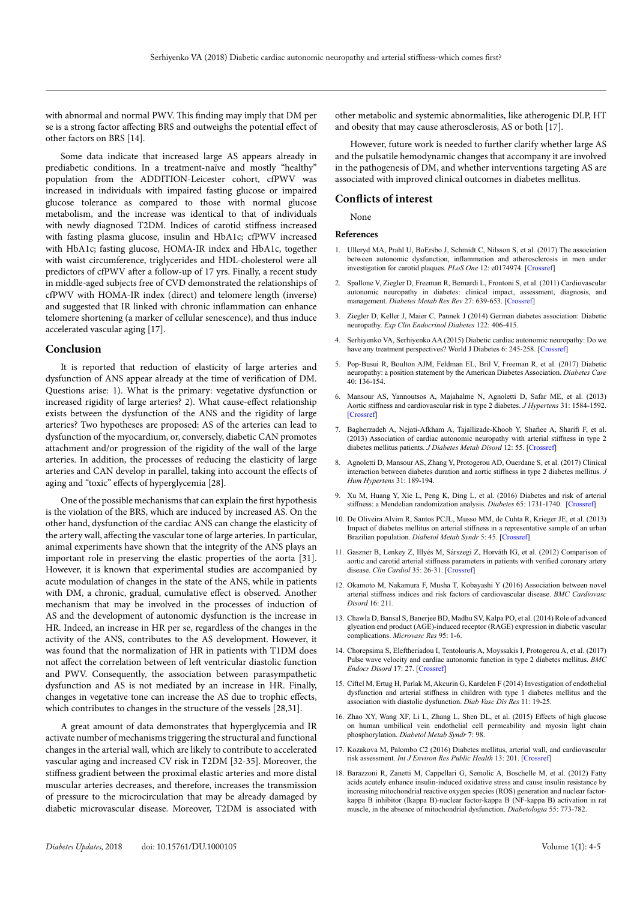with abnormal and normal PWV. This finding may imply that DM per se is a strong factor affecting BRS and outweighs the potential effect of other factors on BRS [14].

Some data indicate that increased large AS appears already in prediabetic conditions. In a treatment-naïve and mostly "healthy" population from the ADDITION-Leicester cohort, cfPWV was increased in individuals with impaired fasting glucose or impaired glucose tolerance as compared to those with normal glucose metabolism, and the increase was identical to that of individuals with newly diagnosed T2DM. Indices of carotid stiffness increased with fasting plasma glucose, insulin and HbA1c; cfPWV increased with HbA1c; fasting glucose, HOMA-IR index and HbA1c, together with waist circumference, triglycerides and HDL-cholesterol were all predictors of cfPWV after a follow-up of 17 yrs. Finally, a recent study in middle-aged subjects free of CVD demonstrated the relationships of cfPWV with HOMA-IR index (direct) and telomere length (inverse) and suggested that IR linked with chronic inflammation can enhance telomere shortening (a marker of cellular senescence), and thus induce accelerated vascular aging [17].

## Conclusion

It is reported that reduction of elasticity of large arteries and dysfunction of ANS appear already at the time of verification of DM. Questions arise: 1). What is the primary: vegetative dysfunction or increased rigidity of large arteries? 2). What cause-effect relationship exists between the dysfunction of the ANS and the rigidity of large arteries? Two hypotheses are proposed: AS of the arteries can lead to dysfunction of the myocardium, or, conversely, diabetic CAN promotes attachment and/or progression of the rigidity of the wall of the large arteries. In addition, the processes of reducing the elasticity of large arteries and CAN develop in parallel, taking into account the effects of aging and "toxic" effects of hyperglycemia [28].

One of the possible mechanisms that can explain the first hypothesis is the violation of the BRS, which are induced by increased AS. On the other hand, dysfunction of the cardiac ANS can change the elasticity of the artery wall, affecting the vascular tone of large arteries. In particular, animal experiments have shown that the integrity of the ANS plays an important role in preserving the elastic properties of the aorta [31]. However, it is known that experimental studies are accompanied by acute modulation of changes in the state of the ANS, while in patients with DM, a chronic, gradual, cumulative effect is observed. Another mechanism that may be involved in the processes of induction of AS and the development of autonomic dysfunction is the increase in HR. Indeed, an increase in HR per se, regardless of the changes in the activity of the ANS, contributes to the AS development. However, it was found that the normalization of HR in patients with T1DM does not affect the correlation between of left ventricular diastolic function and PWV. Consequently, the association between parasympathetic dysfunction and AS is not mediated by an increase in HR. Finally, changes in vegetative tone can increase the AS due to trophic effects, which contributes to changes in the structure of the vessels [28,31].

A great amount of data demonstrates that hyperglycemia and IR activate number of mechanisms triggering the structural and functional changes in the arterial wall, which are likely to contribute to accelerated vascular aging and increased CV risk in T2DM [32-35]. Moreover, the stiffness gradient between the proximal elastic arteries and more distal muscular arteries decreases, and therefore, increases the transmission of pressure to the microcirculation that may be already damaged by diabetic microvascular disease. Moreover, T2DM is associated with other metabolic and systemic abnormalities, like atherogenic DLP, HT and obesity that may cause atherosclerosis, AS or both [17].

However, future work is needed to further clarify whether large AS and the pulsatile hemodynamic changes that accompany it are involved in the pathogenesis of DM, and whether interventions targeting AS are associated with improved clinical outcomes in diabetes mellitus.

## Conflicts of interest

None

### References

1. Ulleryd MA, Prahl U, BoErsbo J, Schmidt C, Nilsson S, et al. (2017) The association between autonomic dysfunction, inflammation and atherosclerosis in men under investigation for carotid plaques. *PLoS One* 12: e0174974. [Crossref]
2. Spallone V, Ziegler D, Freeman R, Bernardi L, Frontoni S, et al. (2011) Cardiovascular autonomic neuropathy in diabetes: clinical impact, assessment, diagnosis, and management. *Diabetes Metab Res Rev* 27: 639-653. [Crossref]
3. Ziegler D, Keller J, Maier C, Pannek J (2014) German diabetes association: Diabetic neuropathy. *Exp Clin Endocrinol Diabetes* 122: 406-415.
4. Serhiyenko VA, Serhiyenko AA (2015) Diabetic cardiac autonomic neuropathy: Do we have any treatment perspectives? World J Diabetes 6: 245-258. [Crossref]
5. Pop-Busui R, Boulton AJM, Feldman EL, Bril V, Freeman R, et al. (2017) Diabetic neuropathy: a position statement by the American Diabetes Association. *Diabetes Care* 40: 136-154.
6. Mansour AS, Yannoutsos A, Majahalme N, Agnoletti D, Safar ME, et al. (2013) Aortic stiffness and cardiovascular risk in type 2 diabetes. *J Hypertens* 31: 1584-1592. [Crossref]
7. Bagherzadeh A, Nejati-Afkham A, Tajallizade-Khoob Y, Shafiee A, Sharifi F, et al. (2013) Association of cardiac autonomic neuropathy with arterial stiffness in type 2 diabetes mellitus patients. *J Diabetes Metab Disord* 12: 55. [Crossref]
8. Agnoletti D, Mansour AS, Zhang Y, Protogerou AD, Ouerdane S, et al. (2017) Clinical interaction between diabetes duration and aortic stiffness in type 2 diabetes mellitus. *J Hum Hypertens* 31: 189-194.
9. Xu M, Huang Y, Xie L, Peng K, Ding L, et al. (2016) Diabetes and risk of arterial stiffness: a Mendelian randomization analysis. *Diabetes* 65: 1731-1740. [Crossref]
10. De Oliveira Alvim R, Santos PCJL, Musso MM, de Cuhta R, Krieger JE, et al. (2013) Impact of diabetes mellitus on arterial stiffness in a representative sample of an urban Brazilian population. *Diabetol Metab Syndr* 5: 45. [Crossref]
11. Gaszner B, Lenkey Z, Illyés M, Sárszegi Z, Horváth IG, et al. (2012) Comparison of aortic and carotid arterial stiffness parameters in patients with verified coronary artery disease. *Clin Cardiol* 35: 26-31. [Crossref]
12. Okamoto M, Nakamura F, Musha T, Kobayashi Y (2016) Association between novel arterial stiffness indices and risk factors of cardiovascular disease. *BMC Cardiovasc Disord* 16: 211.
13. Chawla D, Bansal S, Banerjee BD, Madhu SV, Kalpa PO, et al. (2014) Role of advanced glycation end product (AGE)-induced receptor (RAGE) expression in diabetic vascular complications. *Microvasc Res* 95: 1-6.
14. Chorepsima S, Eleftheriadou I, Tentolouris A, Moyssakis I, Protogerou A, et al. (2017) Pulse wave velocity and cardiac autonomic function in type 2 diabetes mellitus. *BMC Endocr Disord* 17: 27. [Crossref]
15. Ciftel M, Ertug H, Parlak M, Akcurin G, Kardelen F (2014) Investigation of endothelial dysfunction and arterial stiffness in children with type 1 diabetes mellitus and the association with diastolic dysfunction. *Diab Vasc Dis Res* 11: 19-25.
16. Zhao XY, Wang XF, Li L, Zhang L, Shen DL, et al. (2015) Effects of high glucose on human umbilical vein endothelial cell permeability and myosin light chain phosphorylation. *Diabetol Metab Syndr* 7: 98.
17. Kozakova M, Palombo C2 (2016) Diabetes mellitus, arterial wall, and cardiovascular risk assessment. *Int J Environ Res Public Health* 13: 201. [Crossref]
18. Barazzoni R, Zanetti M, Cappellari G, Semolic A, Boschelle M, et al. (2012) Fatty acids acutely enhance insulin-induced oxidative stress and cause insulin resistance by increasing mitochondrial reactive oxygen species (ROS) generation and nuclear factor-kappa B inhibitor (Ikappa B)-nuclear factor-kappa B (NF-kappa B) activation in rat muscle, in the absence of mitochondrial dysfunction. *Diabetologia* 55: 773-782.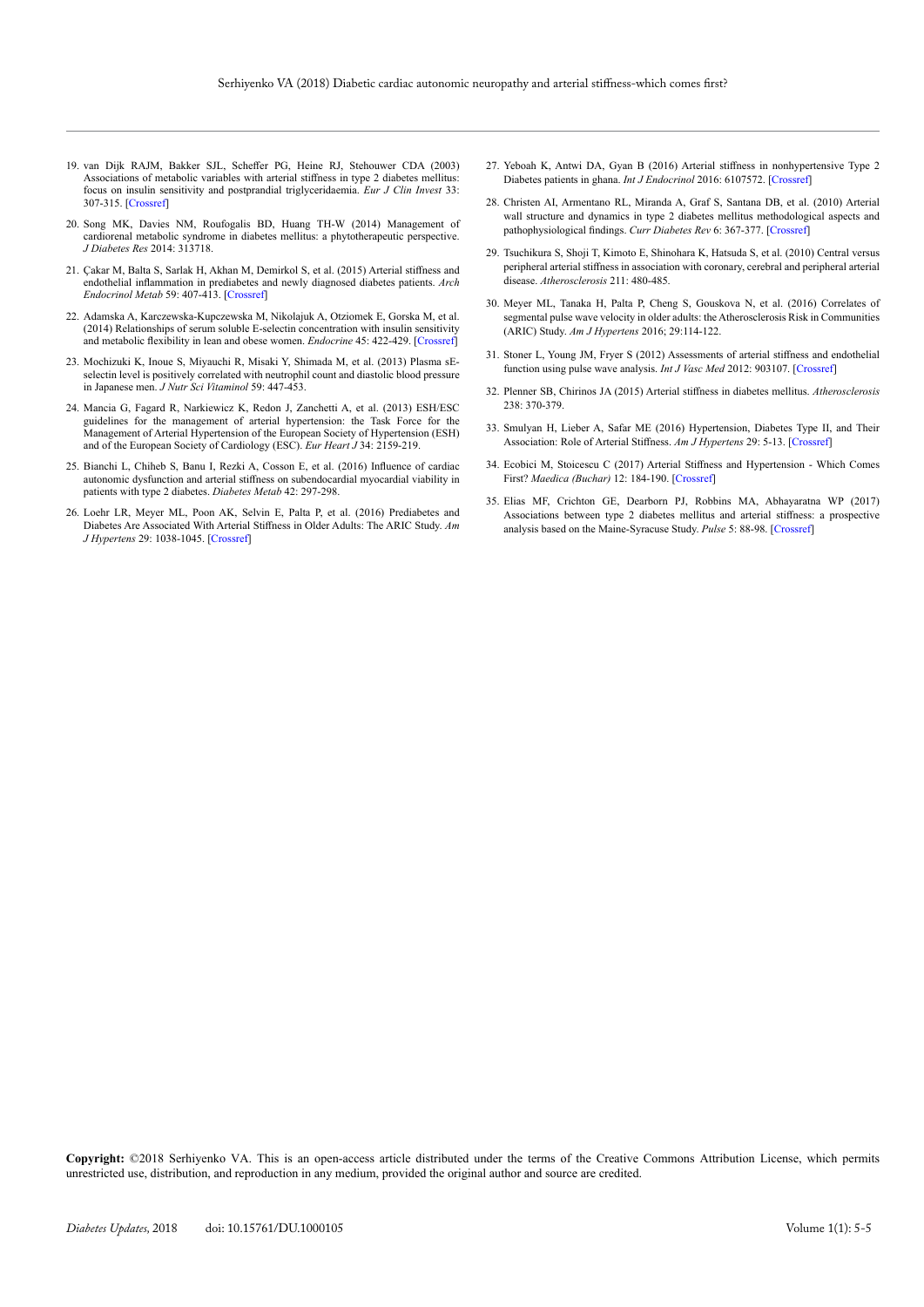19. van Dijk RAJM, Bakker SJL, Scheffer PG, Heine RJ, Stehouwer CDA (2003) Associations of metabolic variables with arterial stiffness in type 2 diabetes mellitus: focus on insulin sensitivity and postprandial triglyceridaemia. *Eur J Clin Invest* 33: 307-315. [Crossref]

20. Song MK, Davies NM, Roufogalis BD, Huang TH-W (2014) Management of cardiorenal metabolic syndrome in diabetes mellitus: a phytotherapeutic perspective. *J Diabetes Res* 2014: 313718.

21. Çakar M, Balta S, Sarlak H, Akhan M, Demirkol S, et al. (2015) Arterial stiffness and endothelial inflammation in prediabetes and newly diagnosed diabetes patients. *Arch Endocrinol Metab* 59: 407-413. [Crossref]

22. Adamska A, Karczewska-Kupczewska M, Nikolajuk A, Otziomek E, Gorska M, et al. (2014) Relationships of serum soluble E-selectin concentration with insulin sensitivity and metabolic flexibility in lean and obese women. *Endocrine* 45: 422-429. [Crossref]

23. Mochizuki K, Inoue S, Miyauchi R, Misaki Y, Shimada M, et al. (2013) Plasma sE-selectin level is positively correlated with neutrophil count and diastolic blood pressure in Japanese men. *J Nutr Sci Vitaminol* 59: 447-453.

24. Mancia G, Fagard R, Narkiewicz K, Redon J, Zanchetti A, et al. (2013) ESH/ESC guidelines for the management of arterial hypertension: the Task Force for the Management of Arterial Hypertension of the European Society of Hypertension (ESH) and of the European Society of Cardiology (ESC). *Eur Heart J* 34: 2159-219.

25. Bianchi L, Chiheb S, Banu I, Rezki A, Cosson E, et al. (2016) Influence of cardiac autonomic dysfunction and arterial stiffness on subendocardial myocardial viability in patients with type 2 diabetes. *Diabetes Metab* 42: 297-298.

26. Loehr LR, Meyer ML, Poon AK, Selvin E, Palta P, et al. (2016) Prediabetes and Diabetes Are Associated With Arterial Stiffness in Older Adults: The ARIC Study. *Am J Hypertens* 29: 1038-1045. [Crossref]

27. Yeboah K, Antwi DA, Gyan B (2016) Arterial stiffness in nonhypertensive Type 2 Diabetes patients in ghana. *Int J Endocrinol* 2016: 6107572. [Crossref]

28. Christen AI, Armentano RL, Miranda A, Graf S, Santana DB, et al. (2010) Arterial wall structure and dynamics in type 2 diabetes mellitus methodological aspects and pathophysiological findings. *Curr Diabetes Rev* 6: 367-377. [Crossref]

29. Tsuchikura S, Shoji T, Kimoto E, Shinohara K, Hatsuda S, et al. (2010) Central versus peripheral arterial stiffness in association with coronary, cerebral and peripheral arterial disease. *Atherosclerosis* 211: 480-485.

30. Meyer ML, Tanaka H, Palta P, Cheng S, Gouskova N, et al. (2016) Correlates of segmental pulse wave velocity in older adults: the Atherosclerosis Risk in Communities (ARIC) Study. *Am J Hypertens* 2016; 29:114-122.

31. Stoner L, Young JM, Fryer S (2012) Assessments of arterial stiffness and endothelial function using pulse wave analysis. *Int J Vasc Med* 2012: 903107. [Crossref]

32. Plenner SB, Chirinos JA (2015) Arterial stiffness in diabetes mellitus. *Atherosclerosis* 238: 370-379.

33. Smulyan H, Lieber A, Safar ME (2016) Hypertension, Diabetes Type II, and Their Association: Role of Arterial Stiffness. *Am J Hypertens* 29: 5-13. [Crossref]

34. Ecobici M, Stoicescu C (2017) Arterial Stiffness and Hypertension - Which Comes First? *Maedica (Buchar)* 12: 184-190. [Crossref]

35. Elias MF, Crichton GE, Dearborn PJ, Robbins MA, Abhayaratna WP (2017) Associations between type 2 diabetes mellitus and arterial stiffness: a prospective analysis based on the Maine-Syracuse Study. *Pulse* 5: 88-98. [Crossref]

**Copyright:** ©2018 Serhiyenko VA. This is an open-access article distributed under the terms of the Creative Commons Attribution License, which permits unrestricted use, distribution, and reproduction in any medium, provided the original author and source are credited.